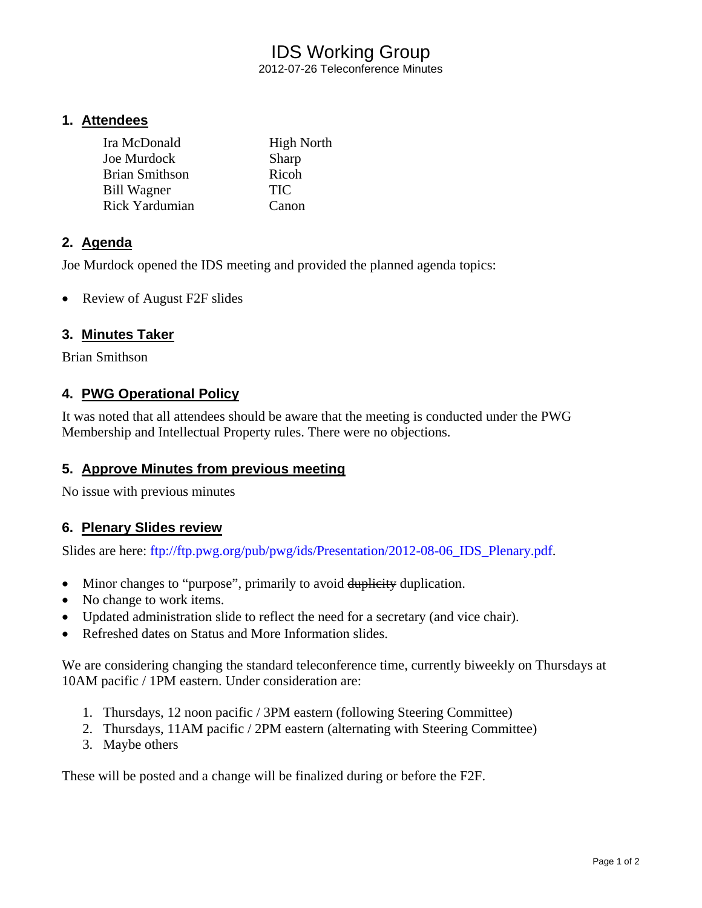# IDS Working Group

2012-07-26 Teleconference Minutes

## 1. Attendees

| | |
|---|---|
| Ira McDonald | High North |
| Joe Murdock | Sharp |
| Brian Smithson | Ricoh |
| Bill Wagner | TIC |
| Rick Yardumian | Canon |

## 2. Agenda

Joe Murdock opened the IDS meeting and provided the planned agenda topics:

- Review of August F2F slides

## 3. Minutes Taker

Brian Smithson

## 4. PWG Operational Policy

It was noted that all attendees should be aware that the meeting is conducted under the PWG Membership and Intellectual Property rules. There were no objections.

## 5. Approve Minutes from previous meeting

No issue with previous minutes

## 6. Plenary Slides review

Slides are here: ftp://ftp.pwg.org/pub/pwg/ids/Presentation/2012-08-06_IDS_Plenary.pdf.

- Minor changes to "purpose", primarily to avoid ~~duplicity~~ duplication.
- No change to work items.
- Updated administration slide to reflect the need for a secretary (and vice chair).
- Refreshed dates on Status and More Information slides.

We are considering changing the standard teleconference time, currently biweekly on Thursdays at 10AM pacific / 1PM eastern. Under consideration are:

1. Thursdays, 12 noon pacific / 3PM eastern (following Steering Committee)
2. Thursdays, 11AM pacific / 2PM eastern (alternating with Steering Committee)
3. Maybe others

These will be posted and a change will be finalized during or before the F2F.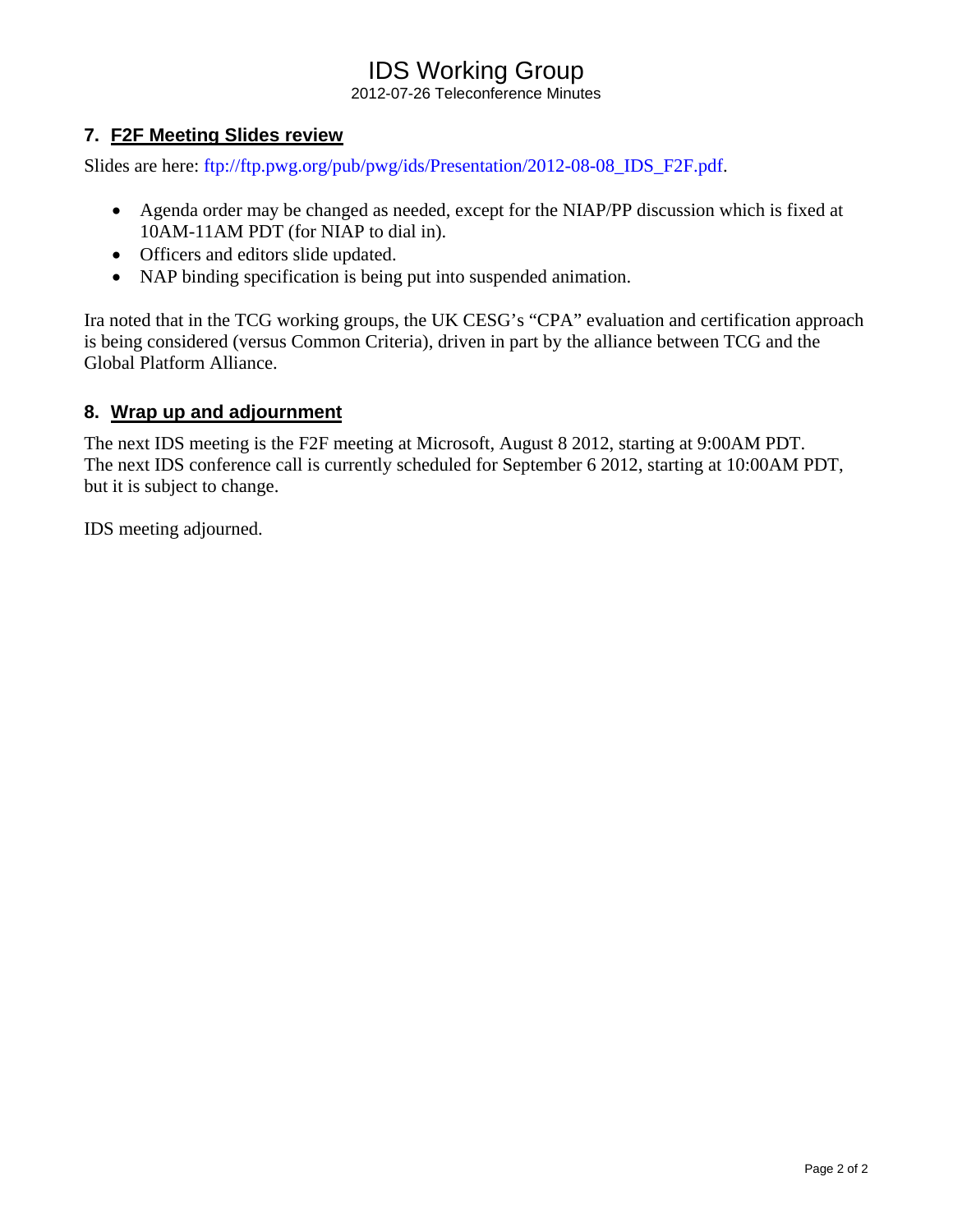## 7. F2F Meeting Slides review

Slides are here: ftp://ftp.pwg.org/pub/pwg/ids/Presentation/2012-08-08_IDS_F2F.pdf.

- Agenda order may be changed as needed, except for the NIAP/PP discussion which is fixed at 10AM-11AM PDT (for NIAP to dial in).
- Officers and editors slide updated.
- NAP binding specification is being put into suspended animation.

Ira noted that in the TCG working groups, the UK CESG's "CPA" evaluation and certification approach is being considered (versus Common Criteria), driven in part by the alliance between TCG and the Global Platform Alliance.

## 8. Wrap up and adjournment

The next IDS meeting is the F2F meeting at Microsoft, August 8 2012, starting at 9:00AM PDT.
The next IDS conference call is currently scheduled for September 6 2012, starting at 10:00AM PDT, but it is subject to change.

IDS meeting adjourned.